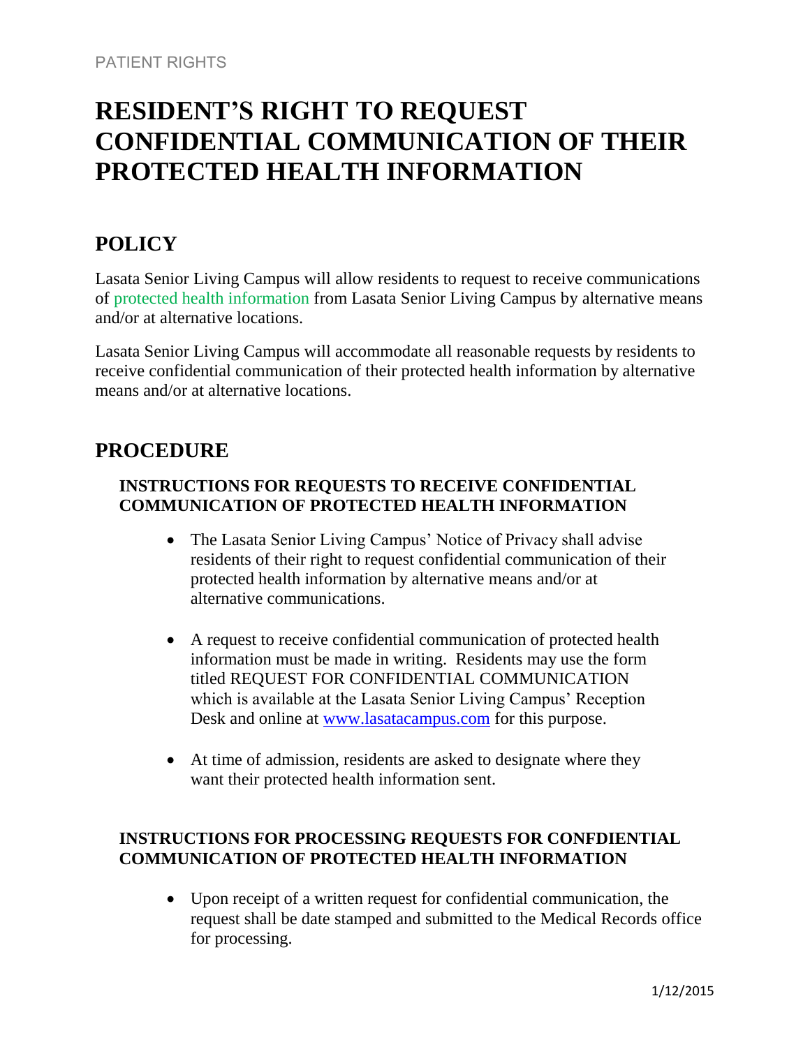PATIENT RIGHTS

# RESIDENT'S RIGHT TO REQUEST CONFIDENTIAL COMMUNICATION OF THEIR PROTECTED HEALTH INFORMATION

## POLICY

Lasata Senior Living Campus will allow residents to request to receive communications of protected health information from Lasata Senior Living Campus by alternative means and/or at alternative locations.

Lasata Senior Living Campus will accommodate all reasonable requests by residents to receive confidential communication of their protected health information by alternative means and/or at alternative locations.

## PROCEDURE

### INSTRUCTIONS FOR REQUESTS TO RECEIVE CONFIDENTIAL COMMUNICATION OF PROTECTED HEALTH INFORMATION

- The Lasata Senior Living Campus' Notice of Privacy shall advise residents of their right to request confidential communication of their protected health information by alternative means and/or at alternative communications.
- A request to receive confidential communication of protected health information must be made in writing. Residents may use the form titled REQUEST FOR CONFIDENTIAL COMMUNICATION which is available at the Lasata Senior Living Campus' Reception Desk and online at [www.lasatacampus.com](www.lasatacampus.com) for this purpose.
- At time of admission, residents are asked to designate where they want their protected health information sent.

### INSTRUCTIONS FOR PROCESSING REQUESTS FOR CONFDIENTIAL COMMUNICATION OF PROTECTED HEALTH INFORMATION

- Upon receipt of a written request for confidential communication, the request shall be date stamped and submitted to the Medical Records office for processing.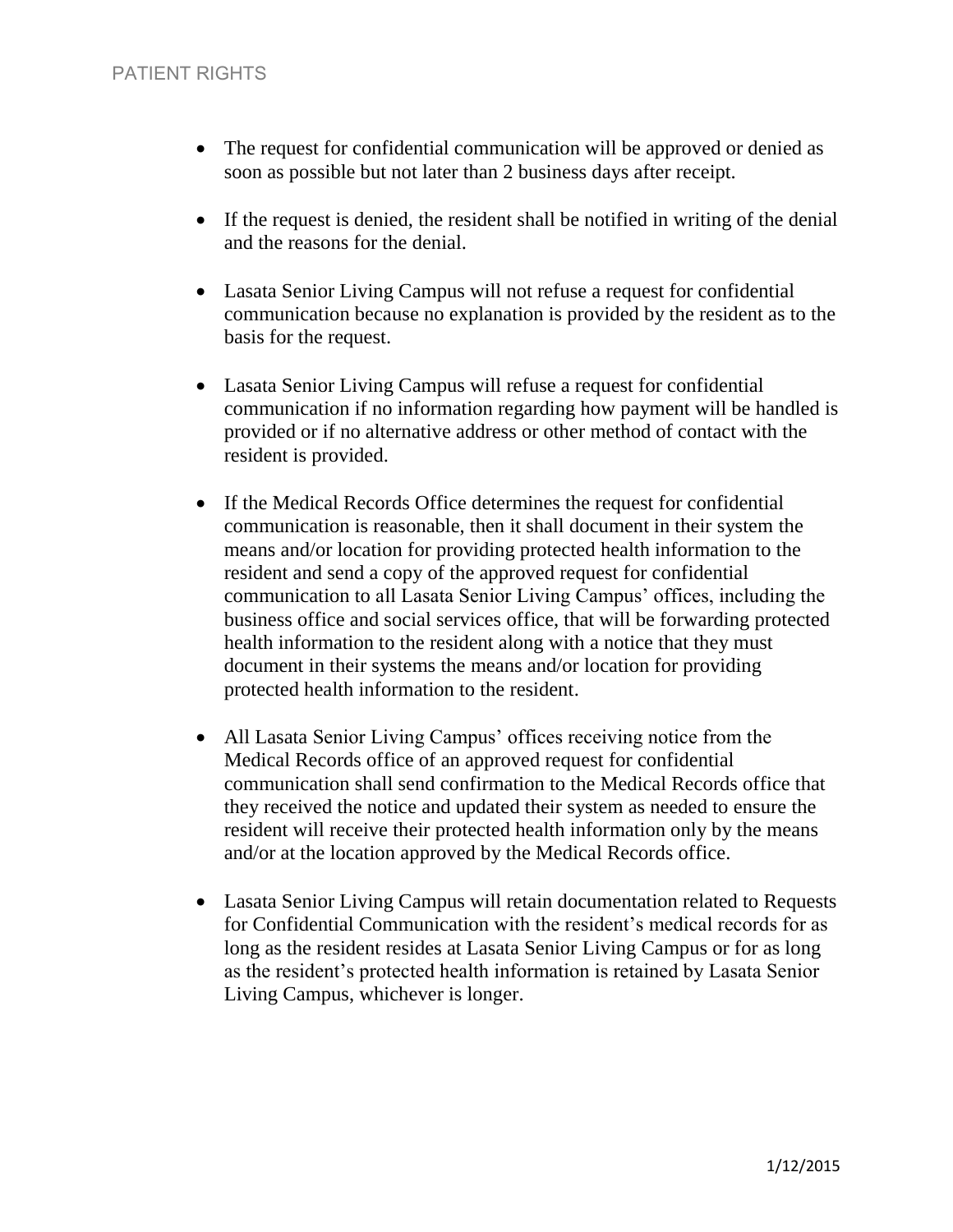- The request for confidential communication will be approved or denied as soon as possible but not later than 2 business days after receipt.

- If the request is denied, the resident shall be notified in writing of the denial and the reasons for the denial.

- Lasata Senior Living Campus will not refuse a request for confidential communication because no explanation is provided by the resident as to the basis for the request.

- Lasata Senior Living Campus will refuse a request for confidential communication if no information regarding how payment will be handled is provided or if no alternative address or other method of contact with the resident is provided.

- If the Medical Records Office determines the request for confidential communication is reasonable, then it shall document in their system the means and/or location for providing protected health information to the resident and send a copy of the approved request for confidential communication to all Lasata Senior Living Campus' offices, including the business office and social services office, that will be forwarding protected health information to the resident along with a notice that they must document in their systems the means and/or location for providing protected health information to the resident.

- All Lasata Senior Living Campus' offices receiving notice from the Medical Records office of an approved request for confidential communication shall send confirmation to the Medical Records office that they received the notice and updated their system as needed to ensure the resident will receive their protected health information only by the means and/or at the location approved by the Medical Records office.

- Lasata Senior Living Campus will retain documentation related to Requests for Confidential Communication with the resident's medical records for as long as the resident resides at Lasata Senior Living Campus or for as long as the resident's protected health information is retained by Lasata Senior Living Campus, whichever is longer.